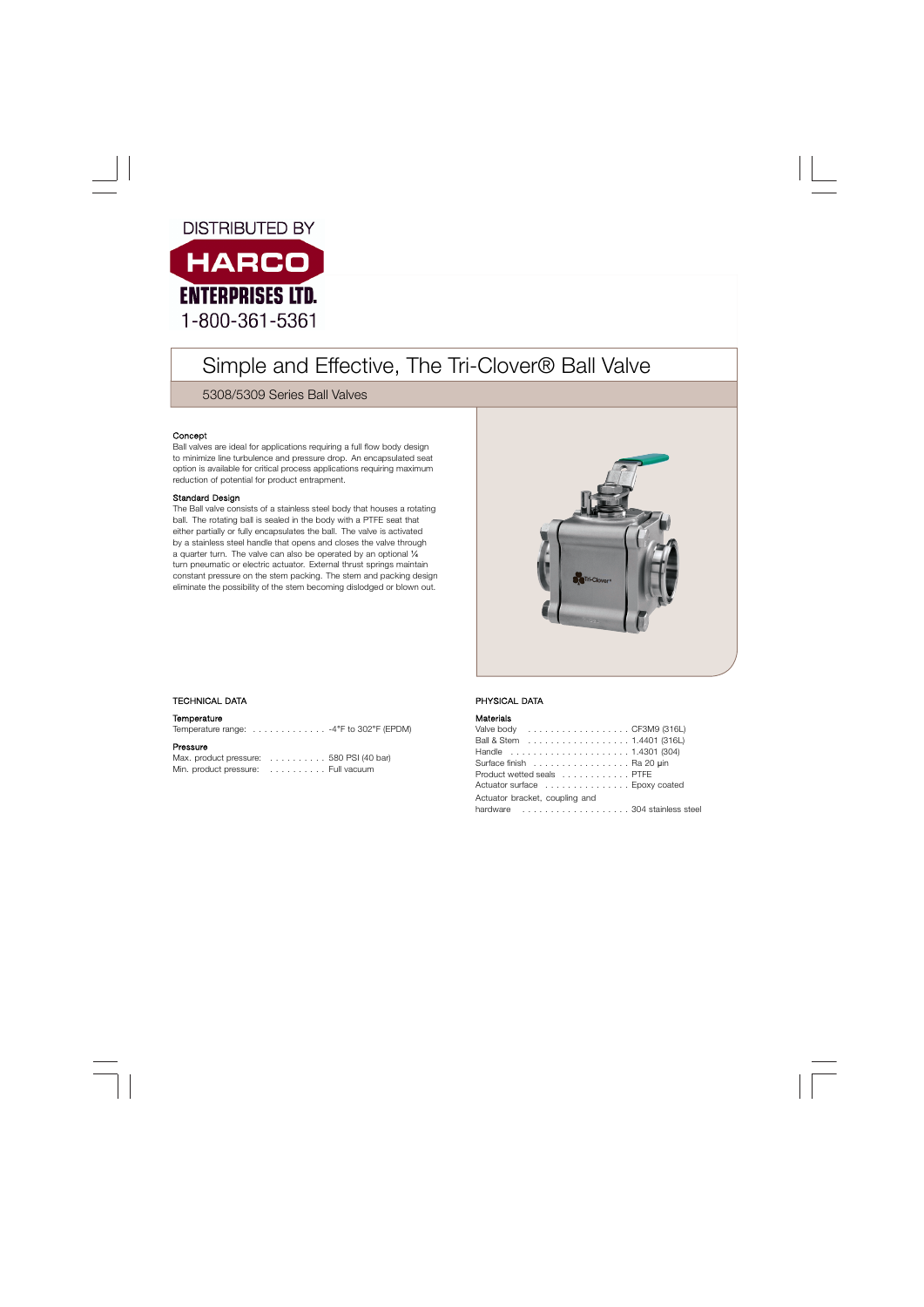DISTRIBUTED BY

HARCO ENTERPRISES LTD.

1-800-361-5361

# Simple and Effective, The Tri-Clover® Ball Valve

## 5308/5309 Series Ball Valves

**Concept**

Ball valves are ideal for applications requiring a full flow body design to minimize line turbulence and pressure drop. An encapsulated seat option is available for critical process applications requiring maximum reduction of potential for product entrapment.

**Standard Design**

The Ball valve consists of a stainless steel body that houses a rotating ball. The rotating ball is sealed in the body with a PTFE seat that either partially or fully encapsulates the ball. The valve is activated by a stainless steel handle that opens and closes the valve through a quarter turn. The valve can also be operated by an optional ¼ turn pneumatic or electric actuator. External thrust springs maintain constant pressure on the stem packing. The stem and packing design eliminate the possibility of the stem becoming dislodged or blown out.

### TECHNICAL DATA

**Temperature**

Temperature range: . . . . . . . . . . . . . -4°F to 302°F (EPDM)

**Pressure**

Max. product pressure: . . . . . . . . . . 580 PSI (40 bar)

Min. product pressure: . . . . . . . . . . Full vacuum

### PHYSICAL DATA

**Materials**

Valve body . . . . . . . . . . . . . . . . . . CF3M9 (316L)

Ball & Stem . . . . . . . . . . . . . . . . . . 1.4401 (316L)

Handle . . . . . . . . . . . . . . . . . . . . . 1.4301 (304)

Surface finish . . . . . . . . . . . . . . . . . Ra 20 µin

Product wetted seals . . . . . . . . . . . . PTFE

Actuator surface . . . . . . . . . . . . . . . Epoxy coated

Actuator bracket, coupling and hardware . . . . . . . . . . . . . . . . . . . 304 stainless steel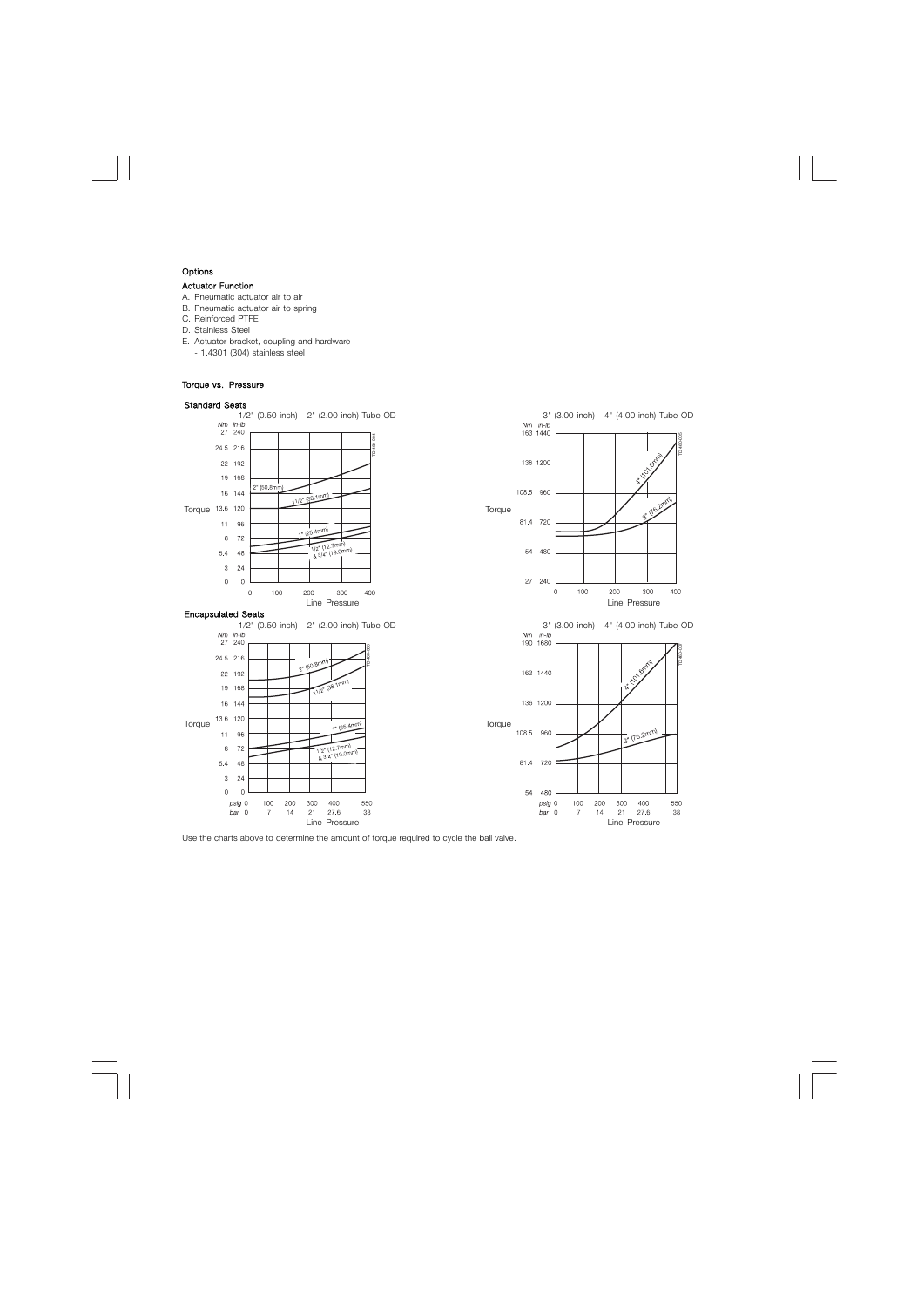### Options

#### Actuator Function

A. Pneumatic actuator air to air
B. Pneumatic actuator air to spring
C. Reinforced PTFE
D. Stainless Steel
E. Actuator bracket, coupling and hardware
   - 1.4301 (304) stainless steel

### Torque vs. Pressure

#### Standard Seats

1/2" (0.50 inch) - 2" (2.00 inch) Tube OD

Torque (Nm / in-lb): 27 240, 24.5 216, 22 192, 19 168, 16 144, 13.6 120, 11 96, 8 72, 5.4 48, 3 24, 0 0

Line Pressure: 0, 100, 200, 300, 400

Curves: 2" (50.8mm), 11/2" (38.1mm), 1" (25.4mm), 1/2" (12.7mm) & 3/4" (19.0mm)

3" (3.00 inch) - 4" (4.00 inch) Tube OD

Torque (Nm / in-lb): 163 1440, 136 1200, 108.5 960, 81.4 720, 54 480, 27 240

Line Pressure: 0, 100, 200, 300, 400

Curves: 4" (101.6mm), 3" (76.2mm)

#### Encapsulated Seats

1/2" (0.50 inch) - 2" (2.00 inch) Tube OD

Torque (Nm / in-lb): 27 240, 24.5 216, 22 192, 19 168, 16 144, 13.6 120, 11 96, 8 72, 5.4 48, 3 24, 0 0

Line Pressure: psig 0, 100, 200, 300, 400, 550; bar 0, 7, 14, 21, 27.6, 38

Curves: 2" (50.8mm), 11/2" (38.1mm), 1" (25.4mm), 1/2" (12.7mm) & 3/4" (19.0mm)

3" (3.00 inch) - 4" (4.00 inch) Tube OD

Torque (Nm / in-lb): 190 1680, 163 1440, 136 1200, 108.5 960, 81.4 720, 54 480

Line Pressure: psig 0, 100, 200, 300, 400, 550; bar 0, 7, 14, 21, 27.6, 38

Curves: 4" (101.6mm), 3" (76.2mm)

Use the charts above to determine the amount of torque required to cycle the ball valve.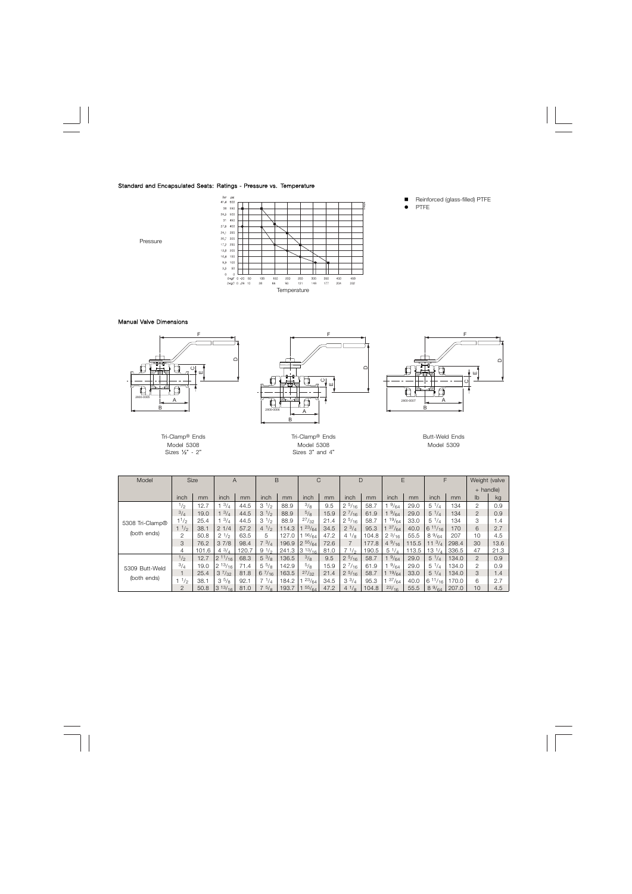**Standard and Encapsulated Seats: Ratings - Pressure vs. Temperature**

- ■ Reinforced (glass-filled) PTFE
- ● PTFE

Pressure

Temperature

**Manual Valve Dimensions**

Tri-Clamp® Ends
Model 5308
Sizes ½" - 2"

Tri-Clamp® Ends
Model 5308
Sizes 3" and 4"

Butt-Weld Ends
Model 5309

| Model | Size | | A | | B | | C | | D | | E | | F | | Weight (valve + handle) | |
|---|---|---|---|---|---|---|---|---|---|---|---|---|---|---|---|---|
| | inch | mm | inch | mm | inch | mm | inch | mm | inch | mm | inch | mm | inch | mm | lb | kg |
| 5308 Tri-Clamp® (both ends) | 1/2 | 12.7 | 1 3/4 | 44.5 | 3 1/2 | 88.9 | 3/8 | 9.5 | 2 5/16 | 58.7 | 1 9/64 | 29.0 | 5 1/4 | 134 | 2 | 0.9 |
| | 3/4 | 19.0 | 1 3/4 | 44.5 | 3 1/2 | 88.9 | 5/8 | 15.9 | 2 7/16 | 61.9 | 1 9/64 | 29.0 | 5 1/4 | 134 | 2 | 0.9 |
| | 1 1/2 | 25.4 | 1 3/4 | 44.5 | 3 1/2 | 88.9 | 27/32 | 21.4 | 2 5/16 | 58.7 | 1 19/64 | 33.0 | 5 1/4 | 134 | 3 | 1.4 |
| | 1 1/2 | 38.1 | 2 1/4 | 57.2 | 4 1/2 | 114.3 | 1 23/64 | 34.5 | 2 3/4 | 95.3 | 1 37/64 | 40.0 | 6 11/16 | 170 | 6 | 2.7 |
| | 2 | 50.8 | 2 1/2 | 63.5 | 5 | 127.0 | 1 56/64 | 47.2 | 4 1/8 | 104.8 | 2 3/16 | 55.5 | 8 9/64 | 207 | 10 | 4.5 |
| | 3 | 76.2 | 3 7/8 | 98.4 | 7 3/4 | 196.9 | 2 55/64 | 72.6 | 7 | 177.8 | 4 9/16 | 115.5 | 11 3/4 | 298.4 | 30 | 13.6 |
| | 4 | 101.6 | 4 3/4 | 120.7 | 9 1/2 | 241.3 | 3 13/16 | 81.0 | 7 1/2 | 190.5 | 5 1/4 | 113.5 | 13 1/4 | 336.5 | 47 | 21.3 |
| 5309 Butt-Weld (both ends) | 1/2 | 12.7 | 2 11/16 | 68.3 | 5 3/8 | 136.5 | 3/8 | 9.5 | 2 5/16 | 58.7 | 1 9/64 | 29.0 | 5 1/4 | 134.0 | 2 | 0.9 |
| | 3/4 | 19.0 | 2 13/16 | 71.4 | 5 5/8 | 142.9 | 5/8 | 15.9 | 2 7/16 | 61.9 | 1 9/64 | 29.0 | 5 1/4 | 134.0 | 2 | 0.9 |
| | 1 | 25.4 | 3 7/32 | 81.8 | 6 7/16 | 163.5 | 27/32 | 21.4 | 2 5/16 | 58.7 | 1 19/64 | 33.0 | 5 1/4 | 134.0 | 3 | 1.4 |
| | 1 1/2 | 38.1 | 3 5/8 | 92.1 | 7 1/4 | 184.2 | 1 23/64 | 34.5 | 3 3/4 | 95.3 | 1 37/64 | 40.0 | 6 11/16 | 170.0 | 6 | 2.7 |
| | 2 | 50.8 | 3 13/16 | 81.0 | 7 5/8 | 193.7 | 1 55/64 | 47.2 | 4 1/8 | 104.8 | 23/16 | 55.5 | 8 9/64 | 207.0 | 10 | 4.5 |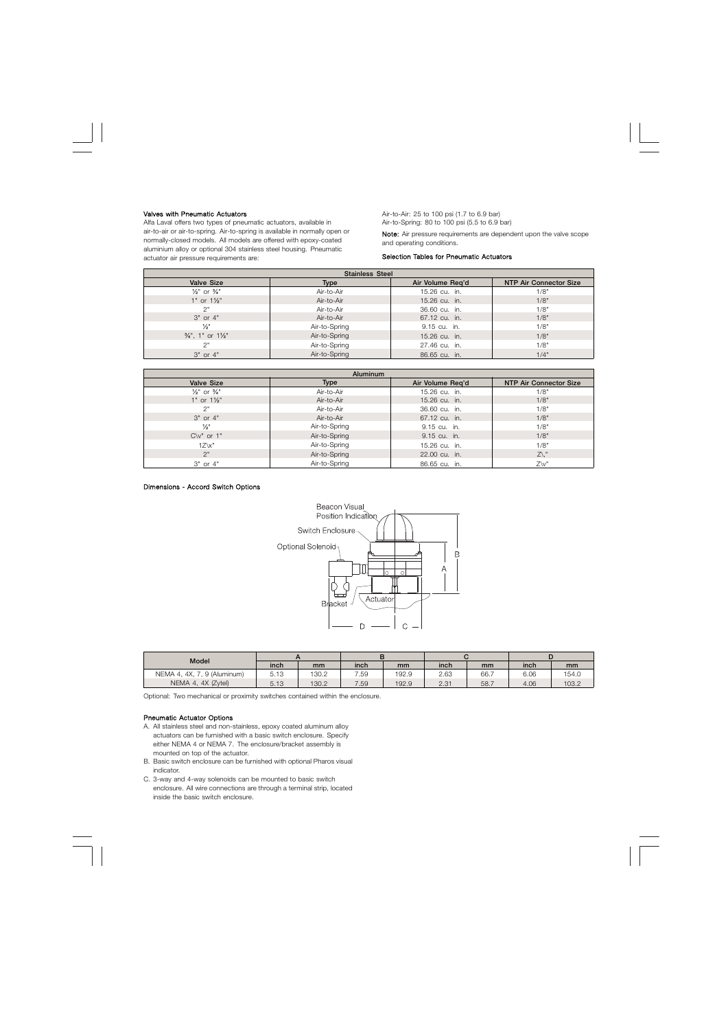### Valves with Pneumatic Actuators

Alfa Laval offers two types of pneumatic actuators, available in air-to-air or air-to-spring. Air-to-spring is available in normally open or normally-closed models. All models are offered with epoxy-coated aluminium alloy or optional 304 stainless steel housing. Pneumatic actuator air pressure requirements are:

Air-to-Air: 25 to 100 psi (1.7 to 6.9 bar)
Air-to-Spring: 80 to 100 psi (5.5 to 6.9 bar)

**Note:** Air pressure requirements are dependent upon the valve scope and operating conditions.

### Selection Tables for Pneumatic Actuators

| Stainless Steel | | | |
|---|---|---|---|
| **Valve Size** | **Type** | **Air Volume Req'd** | **NTP Air Connector Size** |
| ½" or ¾" | Air-to-Air | 15.26 cu. in. | 1/8" |
| 1" or 1½" | Air-to-Air | 15.26 cu. in. | 1/8" |
| 2" | Air-to-Air | 36.60 cu. in. | 1/8" |
| 3" or 4" | Air-to-Air | 67.12 cu. in. | 1/8" |
| ½" | Air-to-Spring | 9.15 cu. in. | 1/8" |
| ¾", 1" or 1½" | Air-to-Spring | 15.26 cu. in. | 1/8" |
| 2" | Air-to-Spring | 27.46 cu. in. | 1/8" |
| 3" or 4" | Air-to-Spring | 86.65 cu. in. | 1/4" |

| Aluminum | | | |
|---|---|---|---|
| **Valve Size** | **Type** | **Air Volume Req'd** | **NTP Air Connector Size** |
| ½" or ¾" | Air-to-Air | 15.26 cu. in. | 1/8" |
| 1" or 1½" | Air-to-Air | 15.26 cu. in. | 1/8" |
| 2" | Air-to-Air | 36.60 cu. in. | 1/8" |
| 3" or 4" | Air-to-Air | 67.12 cu. in. | 1/8" |
| ½" | Air-to-Spring | 9.15 cu. in. | 1/8" |
| C\v" or 1" | Air-to-Spring | 9.15 cu. in. | 1/8" |
| 1Z\x" | Air-to-Spring | 15.26 cu. in. | 1/8" |
| 2" | Air-to-Spring | 22.00 cu. in. | Z\," |
| 3" or 4" | Air-to-Spring | 86.65 cu. in. | Z\v" |

### Dimensions - Accord Switch Options

Beacon Visual Position Indication
Switch Enclosure
Optional Solenoid
Bracket
Actuator
A
B
C
D

| Model | A | | B | | C | | D | |
|---|---|---|---|---|---|---|---|---|
| | inch | mm | inch | mm | inch | mm | inch | mm |
| NEMA 4, 4X, 7, 9 (Aluminum) | 5.13 | 130.2 | 7.59 | 192.9 | 2.63 | 66.7 | 6.06 | 154.0 |
| NEMA 4, 4X (Zytel) | 5.13 | 130.2 | 7.59 | 192.9 | 2.31 | 58.7 | 4.06 | 103.2 |

Optional: Two mechanical or proximity switches contained within the enclosure.

### Pneumatic Actuator Options

A. All stainless steel and non-stainless, epoxy coated aluminum alloy actuators can be furnished with a basic switch enclosure. Specify either NEMA 4 or NEMA 7. The enclosure/bracket assembly is mounted on top of the actuator.

B. Basic switch enclosure can be furnished with optional Pharos visual indicator.

C. 3-way and 4-way solenoids can be mounted to basic switch enclosure. All wire connections are through a terminal strip, located inside the basic switch enclosure.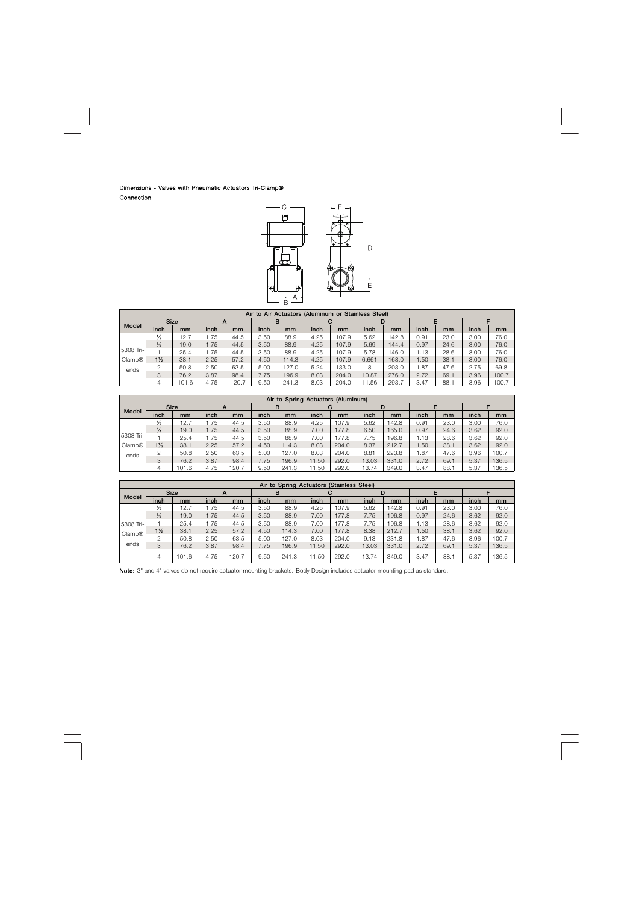**Dimensions - Valves with Pneumatic Actuators Tri-Clamp® Connection**

| Air to Air Actuators (Aluminum or Stainless Steel) | | | | | | | | | | | | | | |
|---|---|---|---|---|---|---|---|---|---|---|---|---|---|---|
| Model | Size | | A | | B | | C | | D | | E | | F | |
| | inch | mm | inch | mm | inch | mm | inch | mm | inch | mm | inch | mm | inch | mm |
| 5308 Tri-Clamp® ends | ½ | 12.7 | 1.75 | 44.5 | 3.50 | 88.9 | 4.25 | 107.9 | 5.62 | 142.8 | 0.91 | 23.0 | 3.00 | 76.0 |
| | ¾ | 19.0 | 1.75 | 44.5 | 3.50 | 88.9 | 4.25 | 107.9 | 5.69 | 144.4 | 0.97 | 24.6 | 3.00 | 76.0 |
| | 1 | 25.4 | 1.75 | 44.5 | 3.50 | 88.9 | 4.25 | 107.9 | 5.78 | 146.0 | 1.13 | 28.6 | 3.00 | 76.0 |
| | 1½ | 38.1 | 2.25 | 57.2 | 4.50 | 114.3 | 4.25 | 107.9 | 6.661 | 168.0 | 1.50 | 38.1 | 3.00 | 76.0 |
| | 2 | 50.8 | 2.50 | 63.5 | 5.00 | 127.0 | 5.24 | 133.0 | 8 | 203.0 | 1.87 | 47.6 | 2.75 | 69.8 |
| | 3 | 76.2 | 3.87 | 98.4 | 7.75 | 196.9 | 8.03 | 204.0 | 10.87 | 276.0 | 2.72 | 69.1 | 3.96 | 100.7 |
| | 4 | 101.6 | 4.75 | 120.7 | 9.50 | 241.3 | 8.03 | 204.0 | 11.56 | 293.7 | 3.47 | 88.1 | 3.96 | 100.7 |

| Air to Spring Actuators (Aluminum) | | | | | | | | | | | | | | |
|---|---|---|---|---|---|---|---|---|---|---|---|---|---|---|
| Model | Size | | A | | B | | C | | D | | E | | F | |
| | inch | mm | inch | mm | inch | mm | inch | mm | inch | mm | inch | mm | inch | mm |
| 5308 Tri-Clamp® ends | ½ | 12.7 | 1.75 | 44.5 | 3.50 | 88.9 | 4.25 | 107.9 | 5.62 | 142.8 | 0.91 | 23.0 | 3.00 | 76.0 |
| | ¾ | 19.0 | 1.75 | 44.5 | 3.50 | 88.9 | 7.00 | 177.8 | 6.50 | 165.0 | 0.97 | 24.6 | 3.62 | 92.0 |
| | 1 | 25.4 | 1.75 | 44.5 | 3.50 | 88.9 | 7.00 | 177.8 | 7.75 | 196.8 | 1.13 | 28.6 | 3.62 | 92.0 |
| | 1½ | 38.1 | 2.25 | 57.2 | 4.50 | 114.3 | 8.03 | 204.0 | 8.37 | 212.7 | 1.50 | 38.1 | 3.62 | 92.0 |
| | 2 | 50.8 | 2.50 | 63.5 | 5.00 | 127.0 | 8.03 | 204.0 | 8.81 | 223.8 | 1.87 | 47.6 | 3.96 | 100.7 |
| | 3 | 76.2 | 3.87 | 98.4 | 7.75 | 196.9 | 11.50 | 292.0 | 13.03 | 331.0 | 2.72 | 69.1 | 5.37 | 136.5 |
| | 4 | 101.6 | 4.75 | 120.7 | 9.50 | 241.3 | 11.50 | 292.0 | 13.74 | 349.0 | 3.47 | 88.1 | 5.37 | 136.5 |

| Air to Spring Actuators (Stainless Steel) | | | | | | | | | | | | | | |
|---|---|---|---|---|---|---|---|---|---|---|---|---|---|---|
| Model | Size | | A | | B | | C | | D | | E | | F | |
| | inch | mm | inch | mm | inch | mm | inch | mm | inch | mm | inch | mm | inch | mm |
| 5308 Tri-Clamp® ends | ½ | 12.7 | 1.75 | 44.5 | 3.50 | 88.9 | 4.25 | 107.9 | 5.62 | 142.8 | 0.91 | 23.0 | 3.00 | 76.0 |
| | ¾ | 19.0 | 1.75 | 44.5 | 3.50 | 88.9 | 7.00 | 177.8 | 7.75 | 196.8 | 0.97 | 24.6 | 3.62 | 92.0 |
| | 1 | 25.4 | 1.75 | 44.5 | 3.50 | 88.9 | 7.00 | 177.8 | 7.75 | 196.8 | 1.13 | 28.6 | 3.62 | 92.0 |
| | 1½ | 38.1 | 2.25 | 57.2 | 4.50 | 114.3 | 7.00 | 177.8 | 8.38 | 212.7 | 1.50 | 38.1 | 3.62 | 92.0 |
| | 2 | 50.8 | 2.50 | 63.5 | 5.00 | 127.0 | 8.03 | 204.0 | 9.13 | 231.8 | 1.87 | 47.6 | 3.96 | 100.7 |
| | 3 | 76.2 | 3.87 | 98.4 | 7.75 | 196.9 | 11.50 | 292.0 | 13.03 | 331.0 | 2.72 | 69.1 | 5.37 | 136.5 |
| | 4 | 101.6 | 4.75 | 120.7 | 9.50 | 241.3 | 11.50 | 292.0 | 13.74 | 349.0 | 3.47 | 88.1 | 5.37 | 136.5 |

**Note:** 3" and 4" valves do not require actuator mounting brackets. Body Design includes actuator mounting pad as standard.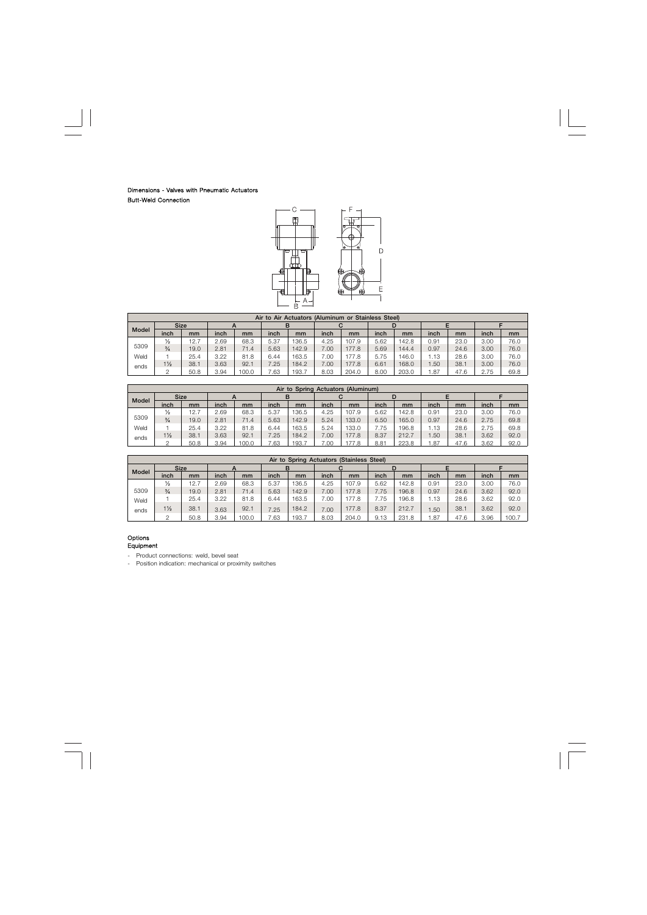**Dimensions - Valves with Pneumatic Actuators**

**Butt-Weld Connection**

| Air to Air Actuators (Aluminum or Stainless Steel) | | | | | | | | | | | | | | |
|---|---|---|---|---|---|---|---|---|---|---|---|---|---|---|
| Model | Size | | A | | B | | C | | D | | E | | F | |
| | inch | mm | inch | mm | inch | mm | inch | mm | inch | mm | inch | mm | inch | mm |
| 5309 | ½ | 12.7 | 2.69 | 68.3 | 5.37 | 136.5 | 4.25 | 107.9 | 5.62 | 142.8 | 0.91 | 23.0 | 3.00 | 76.0 |
| | ¾ | 19.0 | 2.81 | 71.4 | 5.63 | 142.9 | 7.00 | 177.8 | 5.69 | 144.4 | 0.97 | 24.6 | 3.00 | 76.0 |
| Weld | 1 | 25.4 | 3.22 | 81.8 | 6.44 | 163.5 | 7.00 | 177.8 | 5.75 | 146.0 | 1.13 | 28.6 | 3.00 | 76.0 |
| ends | 1½ | 38.1 | 3.63 | 92.1 | 7.25 | 184.2 | 7.00 | 177.8 | 6.61 | 168.0 | 1.50 | 38.1 | 3.00 | 76.0 |
| | 2 | 50.8 | 3.94 | 100.0 | 7.63 | 193.7 | 8.03 | 204.0 | 8.00 | 203.0 | 1.87 | 47.6 | 2.75 | 69.8 |

| Air to Spring Actuators (Aluminum) | | | | | | | | | | | | | | |
|---|---|---|---|---|---|---|---|---|---|---|---|---|---|---|
| Model | Size | | A | | B | | C | | D | | E | | F | |
| | inch | mm | inch | mm | inch | mm | inch | mm | inch | mm | inch | mm | inch | mm |
| 5309 | ½ | 12.7 | 2.69 | 68.3 | 5.37 | 136.5 | 4.25 | 107.9 | 5.62 | 142.8 | 0.91 | 23.0 | 3.00 | 76.0 |
| | ¾ | 19.0 | 2.81 | 71.4 | 5.63 | 142.9 | 5.24 | 133.0 | 6.50 | 165.0 | 0.97 | 24.6 | 2.75 | 69.8 |
| Weld | 1 | 25.4 | 3.22 | 81.8 | 6.44 | 163.5 | 5.24 | 133.0 | 7.75 | 196.8 | 1.13 | 28.6 | 2.75 | 69.8 |
| ends | 1½ | 38.1 | 3.63 | 92.1 | 7.25 | 184.2 | 7.00 | 177.8 | 8.37 | 212.7 | 1.50 | 38.1 | 3.62 | 92.0 |
| | 2 | 50.8 | 3.94 | 100.0 | 7.63 | 193.7 | 7.00 | 177.8 | 8.81 | 223.8 | 1.87 | 47.6 | 3.62 | 92.0 |

| Air to Spring Actuators (Stainless Steel) | | | | | | | | | | | | | | |
|---|---|---|---|---|---|---|---|---|---|---|---|---|---|---|
| Model | Size | | A | | B | | C | | D | | E | | F | |
| | inch | mm | inch | mm | inch | mm | inch | mm | inch | mm | inch | mm | inch | mm |
| | ½ | 12.7 | 2.69 | 68.3 | 5.37 | 136.5 | 4.25 | 107.9 | 5.62 | 142.8 | 0.91 | 23.0 | 3.00 | 76.0 |
| 5309 | ¾ | 19.0 | 2.81 | 71.4 | 5.63 | 142.9 | 7.00 | 177.8 | 7.75 | 196.8 | 0.97 | 24.6 | 3.62 | 92.0 |
| Weld | 1 | 25.4 | 3.22 | 81.8 | 6.44 | 163.5 | 7.00 | 177.8 | 7.75 | 196.8 | 1.13 | 28.6 | 3.62 | 92.0 |
| ends | 1½ | 38.1 | 3.63 | 92.1 | 7.25 | 184.2 | 7.00 | 177.8 | 8.37 | 212.7 | 1.50 | 38.1 | 3.62 | 92.0 |
| | 2 | 50.8 | 3.94 | 100.0 | 7.63 | 193.7 | 8.03 | 204.0 | 9.13 | 231.8 | 1.87 | 47.6 | 3.96 | 100.7 |

**Options**

**Equipment**

- Product connections: weld, bevel seat
- Position indication: mechanical or proximity switches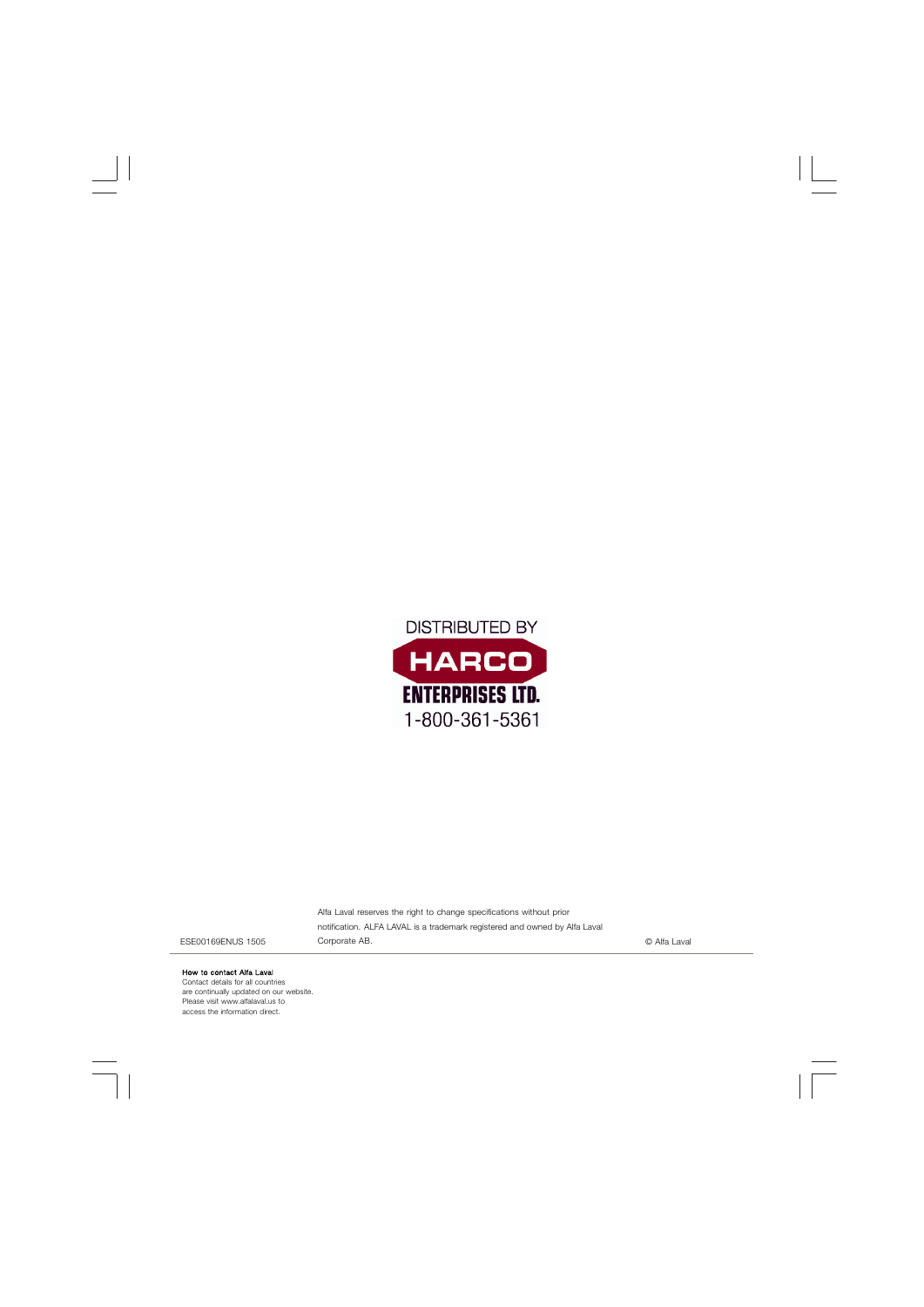DISTRIBUTED BY

HARCO

ENTERPRISES LTD.

1-800-361-5361

ESE00169ENUS 1505

Alfa Laval reserves the right to change specifications without prior notification. ALFA LAVAL is a trademark registered and owned by Alfa Laval Corporate AB.

© Alfa Laval

**How to contact Alfa Laval**

Contact details for all countries are continually updated on our website. Please visit www.alfalaval.us to access the information direct.